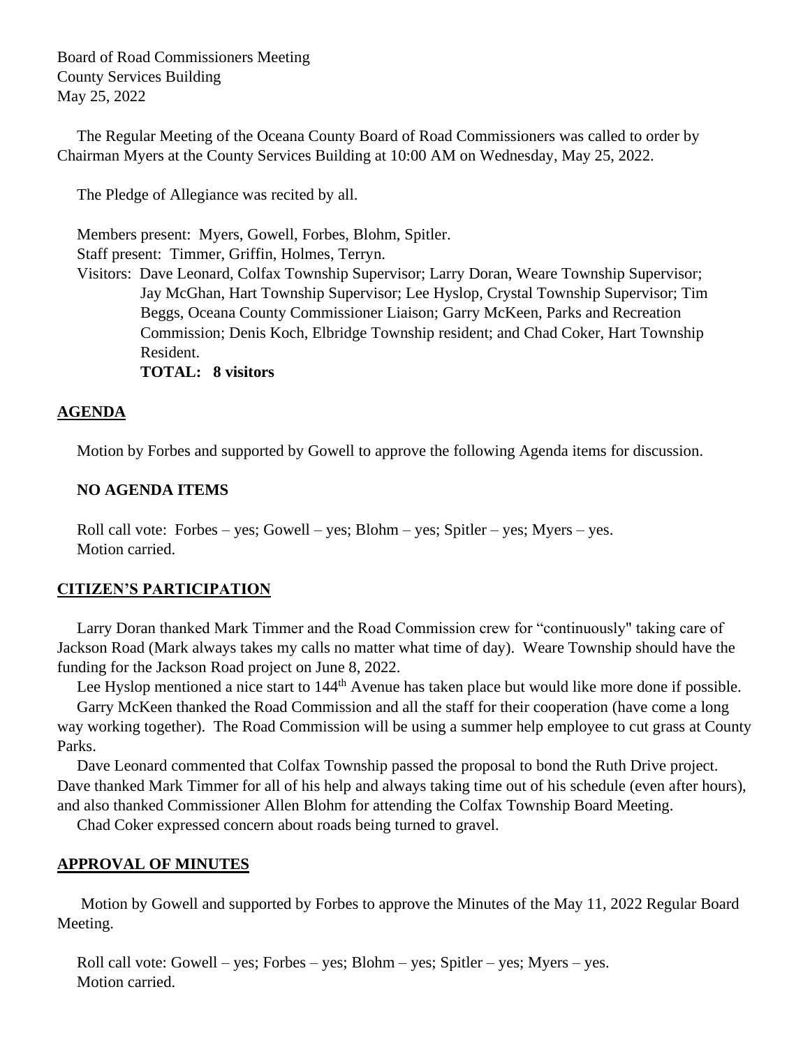Board of Road Commissioners Meeting
County Services Building
May 25, 2022

The Regular Meeting of the Oceana County Board of Road Commissioners was called to order by Chairman Myers at the County Services Building at 10:00 AM on Wednesday, May 25, 2022.

The Pledge of Allegiance was recited by all.

Members present: Myers, Gowell, Forbes, Blohm, Spitler.
Staff present: Timmer, Griffin, Holmes, Terryn.
Visitors: Dave Leonard, Colfax Township Supervisor; Larry Doran, Weare Township Supervisor; Jay McGhan, Hart Township Supervisor; Lee Hyslop, Crystal Township Supervisor; Tim Beggs, Oceana County Commissioner Liaison; Garry McKeen, Parks and Recreation Commission; Denis Koch, Elbridge Township resident; and Chad Coker, Hart Township Resident.
**TOTAL: 8 visitors**

## AGENDA

Motion by Forbes and supported by Gowell to approve the following Agenda items for discussion.

**NO AGENDA ITEMS**

Roll call vote: Forbes – yes; Gowell – yes; Blohm – yes; Spitler – yes; Myers – yes.
Motion carried.

## CITIZEN'S PARTICIPATION

Larry Doran thanked Mark Timmer and the Road Commission crew for "continuously" taking care of Jackson Road (Mark always takes my calls no matter what time of day). Weare Township should have the funding for the Jackson Road project on June 8, 2022.

Lee Hyslop mentioned a nice start to 144th Avenue has taken place but would like more done if possible.

Garry McKeen thanked the Road Commission and all the staff for their cooperation (have come a long way working together). The Road Commission will be using a summer help employee to cut grass at County Parks.

Dave Leonard commented that Colfax Township passed the proposal to bond the Ruth Drive project. Dave thanked Mark Timmer for all of his help and always taking time out of his schedule (even after hours), and also thanked Commissioner Allen Blohm for attending the Colfax Township Board Meeting.

Chad Coker expressed concern about roads being turned to gravel.

## APPROVAL OF MINUTES

Motion by Gowell and supported by Forbes to approve the Minutes of the May 11, 2022 Regular Board Meeting.

Roll call vote: Gowell – yes; Forbes – yes; Blohm – yes; Spitler – yes; Myers – yes.
Motion carried.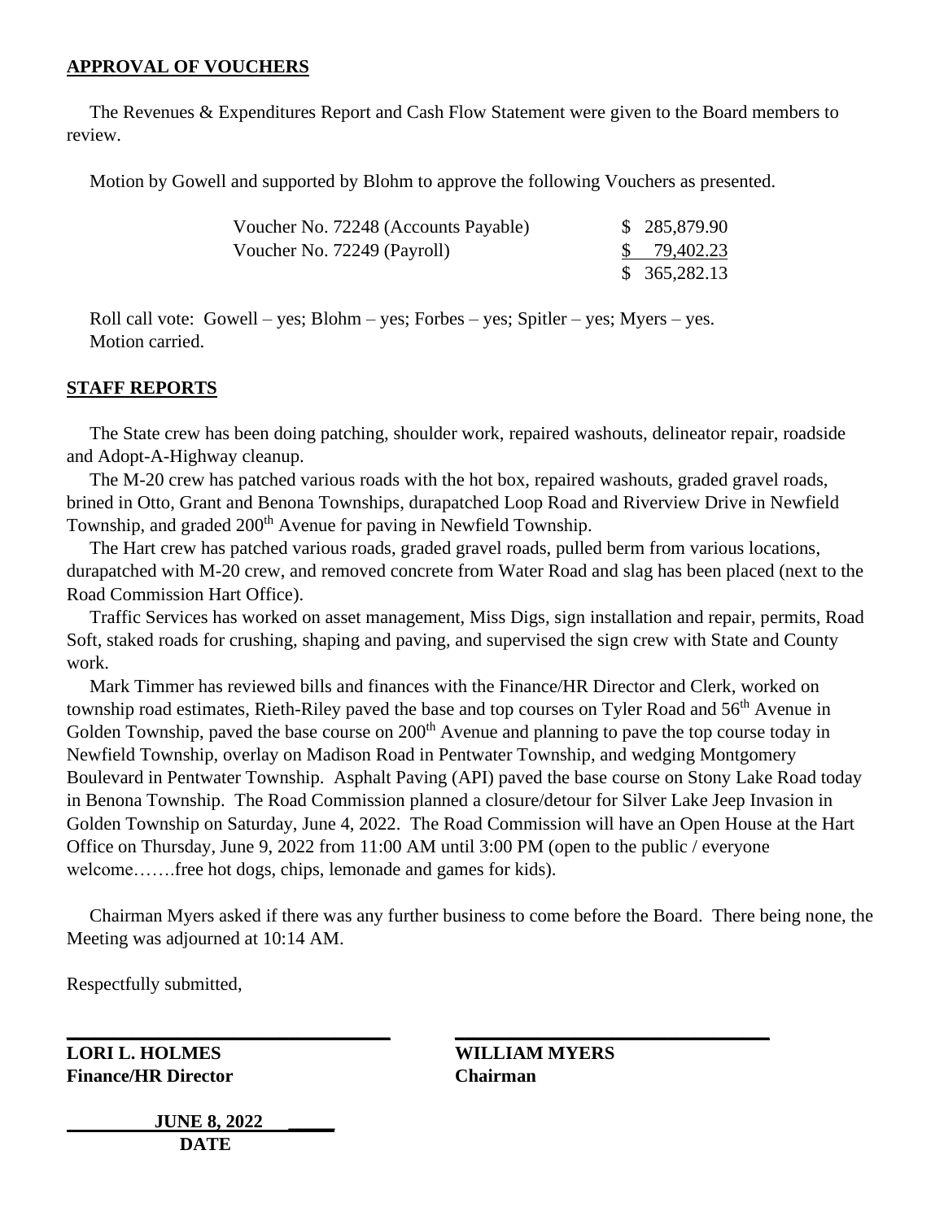## APPROVAL OF VOUCHERS

The Revenues & Expenditures Report and Cash Flow Statement were given to the Board members to review.

Motion by Gowell and supported by Blohm to approve the following Vouchers as presented.

| | |
|---|---|
| Voucher No. 72248 (Accounts Payable) | $ 285,879.90 |
| Voucher No. 72249 (Payroll) | $ 79,402.23 |
| | $ 365,282.13 |

Roll call vote: Gowell – yes; Blohm – yes; Forbes – yes; Spitler – yes; Myers – yes.
Motion carried.

## STAFF REPORTS

The State crew has been doing patching, shoulder work, repaired washouts, delineator repair, roadside and Adopt-A-Highway cleanup.

The M-20 crew has patched various roads with the hot box, repaired washouts, graded gravel roads, brined in Otto, Grant and Benona Townships, durapatched Loop Road and Riverview Drive in Newfield Township, and graded 200th Avenue for paving in Newfield Township.

The Hart crew has patched various roads, graded gravel roads, pulled berm from various locations, durapatched with M-20 crew, and removed concrete from Water Road and slag has been placed (next to the Road Commission Hart Office).

Traffic Services has worked on asset management, Miss Digs, sign installation and repair, permits, Road Soft, staked roads for crushing, shaping and paving, and supervised the sign crew with State and County work.

Mark Timmer has reviewed bills and finances with the Finance/HR Director and Clerk, worked on township road estimates, Rieth-Riley paved the base and top courses on Tyler Road and 56th Avenue in Golden Township, paved the base course on 200th Avenue and planning to pave the top course today in Newfield Township, overlay on Madison Road in Pentwater Township, and wedging Montgomery Boulevard in Pentwater Township. Asphalt Paving (API) paved the base course on Stony Lake Road today in Benona Township. The Road Commission planned a closure/detour for Silver Lake Jeep Invasion in Golden Township on Saturday, June 4, 2022. The Road Commission will have an Open House at the Hart Office on Thursday, June 9, 2022 from 11:00 AM until 3:00 PM (open to the public / everyone welcome…….free hot dogs, chips, lemonade and games for kids).

Chairman Myers asked if there was any further business to come before the Board. There being none, the Meeting was adjourned at 10:14 AM.

Respectfully submitted,

**LORI L. HOLMES**
**Finance/HR Director**

**WILLIAM MYERS**
**Chairman**

**JUNE 8, 2022**
**DATE**